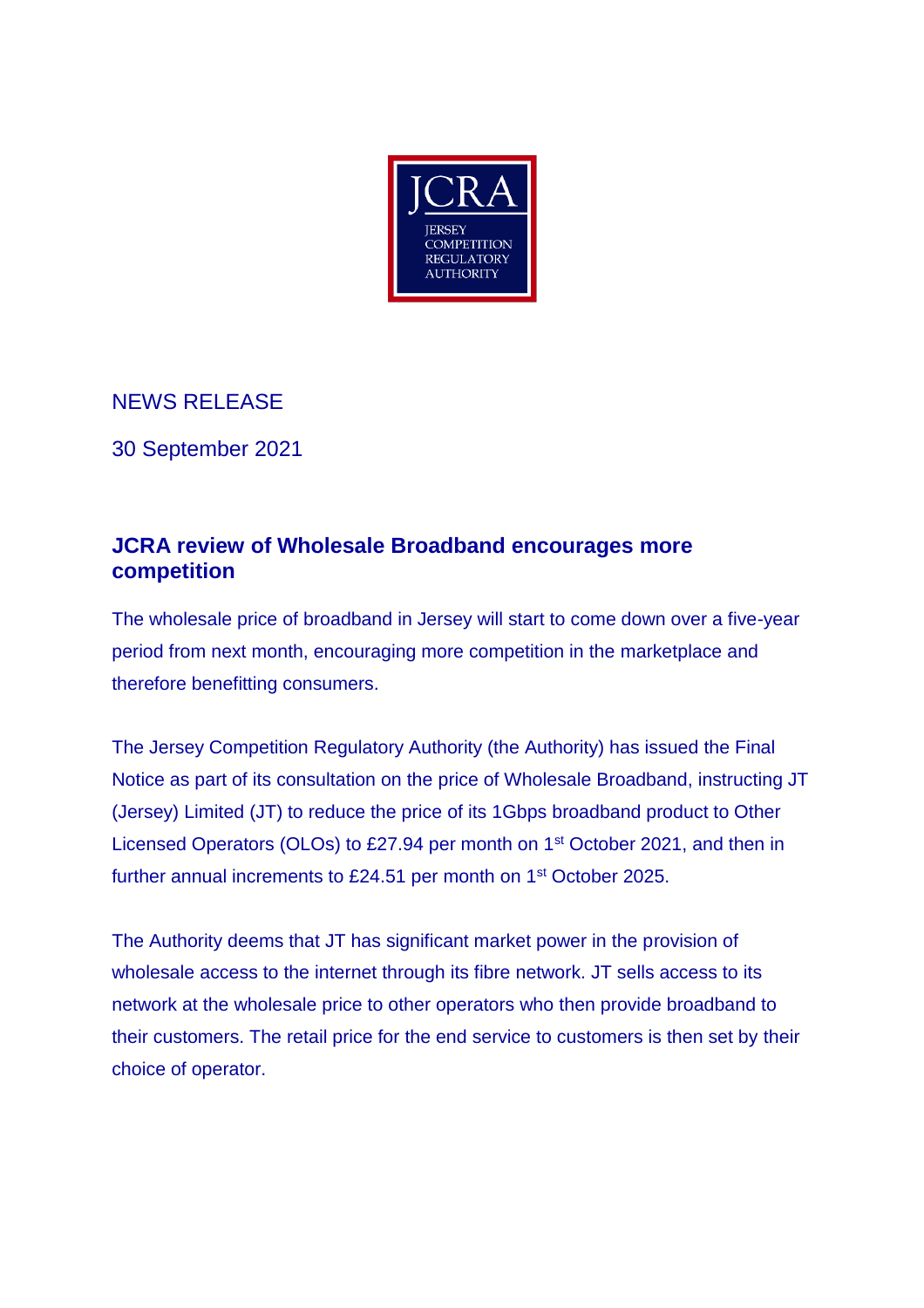JCRA

JERSEY COMPETITION REGULATORY AUTHORITY

NEWS RELEASE

30 September 2021

## JCRA review of Wholesale Broadband encourages more competition

The wholesale price of broadband in Jersey will start to come down over a five-year period from next month, encouraging more competition in the marketplace and therefore benefitting consumers.

The Jersey Competition Regulatory Authority (the Authority) has issued the Final Notice as part of its consultation on the price of Wholesale Broadband, instructing JT (Jersey) Limited (JT) to reduce the price of its 1Gbps broadband product to Other Licensed Operators (OLOs) to £27.94 per month on 1st October 2021, and then in further annual increments to £24.51 per month on 1st October 2025.

The Authority deems that JT has significant market power in the provision of wholesale access to the internet through its fibre network. JT sells access to its network at the wholesale price to other operators who then provide broadband to their customers. The retail price for the end service to customers is then set by their choice of operator.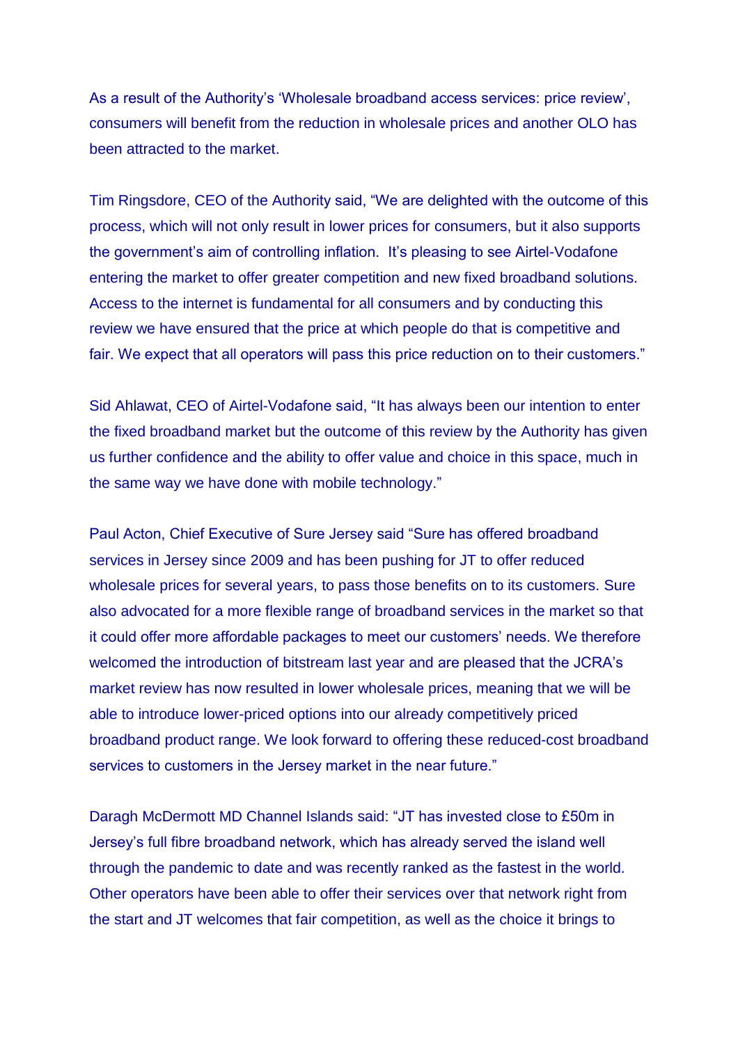As a result of the Authority's 'Wholesale broadband access services: price review', consumers will benefit from the reduction in wholesale prices and another OLO has been attracted to the market.

Tim Ringsdore, CEO of the Authority said, "We are delighted with the outcome of this process, which will not only result in lower prices for consumers, but it also supports the government's aim of controlling inflation. It's pleasing to see Airtel-Vodafone entering the market to offer greater competition and new fixed broadband solutions. Access to the internet is fundamental for all consumers and by conducting this review we have ensured that the price at which people do that is competitive and fair. We expect that all operators will pass this price reduction on to their customers."

Sid Ahlawat, CEO of Airtel-Vodafone said, "It has always been our intention to enter the fixed broadband market but the outcome of this review by the Authority has given us further confidence and the ability to offer value and choice in this space, much in the same way we have done with mobile technology."

Paul Acton, Chief Executive of Sure Jersey said "Sure has offered broadband services in Jersey since 2009 and has been pushing for JT to offer reduced wholesale prices for several years, to pass those benefits on to its customers. Sure also advocated for a more flexible range of broadband services in the market so that it could offer more affordable packages to meet our customers' needs. We therefore welcomed the introduction of bitstream last year and are pleased that the JCRA's market review has now resulted in lower wholesale prices, meaning that we will be able to introduce lower-priced options into our already competitively priced broadband product range. We look forward to offering these reduced-cost broadband services to customers in the Jersey market in the near future."

Daragh McDermott MD Channel Islands said: "JT has invested close to £50m in Jersey's full fibre broadband network, which has already served the island well through the pandemic to date and was recently ranked as the fastest in the world. Other operators have been able to offer their services over that network right from the start and JT welcomes that fair competition, as well as the choice it brings to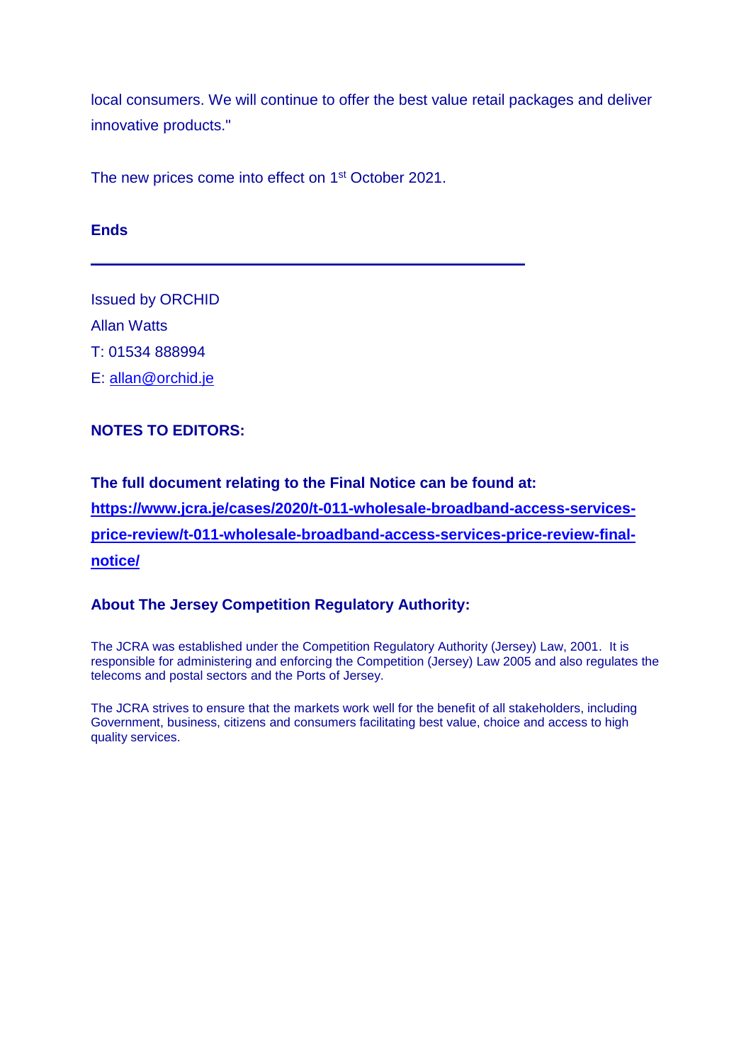local consumers. We will continue to offer the best value retail packages and deliver innovative products."

The new prices come into effect on 1st October 2021.

**Ends**

---

Issued by ORCHID
Allan Watts
T: 01534 888994
E: allan@orchid.je

**NOTES TO EDITORS:**

**The full document relating to the Final Notice can be found at:**
**https://www.jcra.je/cases/2020/t-011-wholesale-broadband-access-services-price-review/t-011-wholesale-broadband-access-services-price-review-final-notice/**

**About The Jersey Competition Regulatory Authority:**

The JCRA was established under the Competition Regulatory Authority (Jersey) Law, 2001. It is responsible for administering and enforcing the Competition (Jersey) Law 2005 and also regulates the telecoms and postal sectors and the Ports of Jersey.

The JCRA strives to ensure that the markets work well for the benefit of all stakeholders, including Government, business, citizens and consumers facilitating best value, choice and access to high quality services.